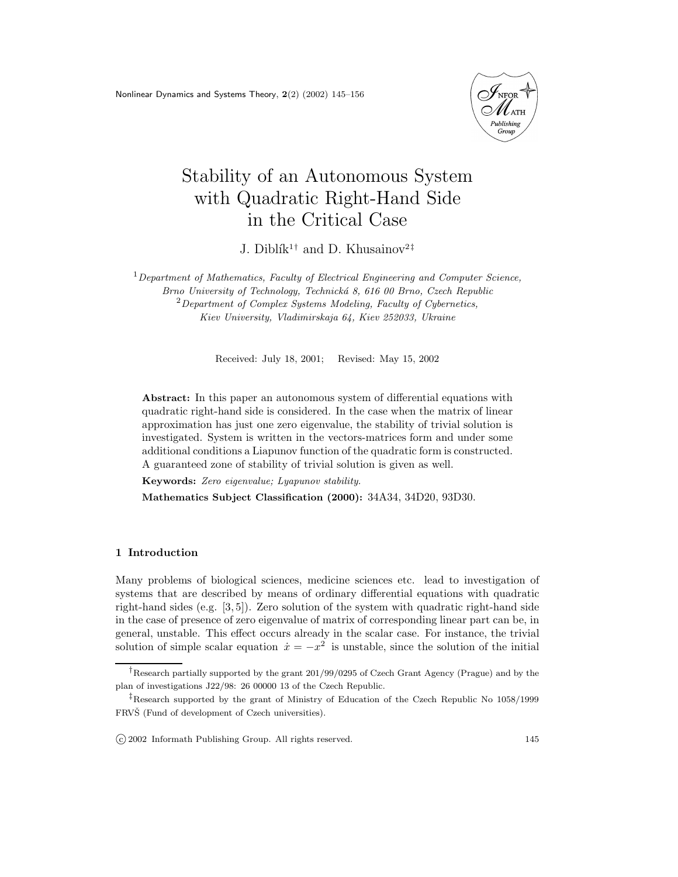# Stability of an Autonomous System with Quadratic Right-Hand Side in the Critical Case

J. Diblík[1†] and D. Khusainov[2‡]

[1] *Department of Mathematics, Faculty of Electrical Engineering and Computer Science, Brno University of Technology, Technická 8, 616 00 Brno, Czech Republic*
[2] *Department of Complex Systems Modeling, Faculty of Cybernetics, Kiev University, Vladimirskaja 64, Kiev 252033, Ukraine*

Received: July 18, 2001; Revised: May 15, 2002

**Abstract:** In this paper an autonomous system of differential equations with quadratic right-hand side is considered. In the case when the matrix of linear approximation has just one zero eigenvalue, the stability of trivial solution is investigated. System is written in the vectors-matrices form and under some additional conditions a Liapunov function of the quadratic form is constructed. A guaranteed zone of stability of trivial solution is given as well.

**Keywords:** *Zero eigenvalue; Lyapunov stability.*

**Mathematics Subject Classification (2000):** 34A34, 34D20, 93D30.

## 1 Introduction

Many problems of biological sciences, medicine sciences etc. lead to investigation of systems that are described by means of ordinary differential equations with quadratic right-hand sides (e.g. [3, 5]). Zero solution of the system with quadratic right-hand side in the case of presence of zero eigenvalue of matrix of corresponding linear part can be, in general, unstable. This effect occurs already in the scalar case. For instance, the trivial solution of simple scalar equation $\dot{x} = -x^2$ is unstable, since the solution of the initial

---

† Research partially supported by the grant 201/99/0295 of Czech Grant Agency (Prague) and by the plan of investigations J22/98: 26 00000 13 of the Czech Republic.

‡ Research supported by the grant of Ministry of Education of the Czech Republic No 1058/1999 FRVŠ (Fund of development of Czech universities).

© 2002 Informath Publishing Group. All rights reserved.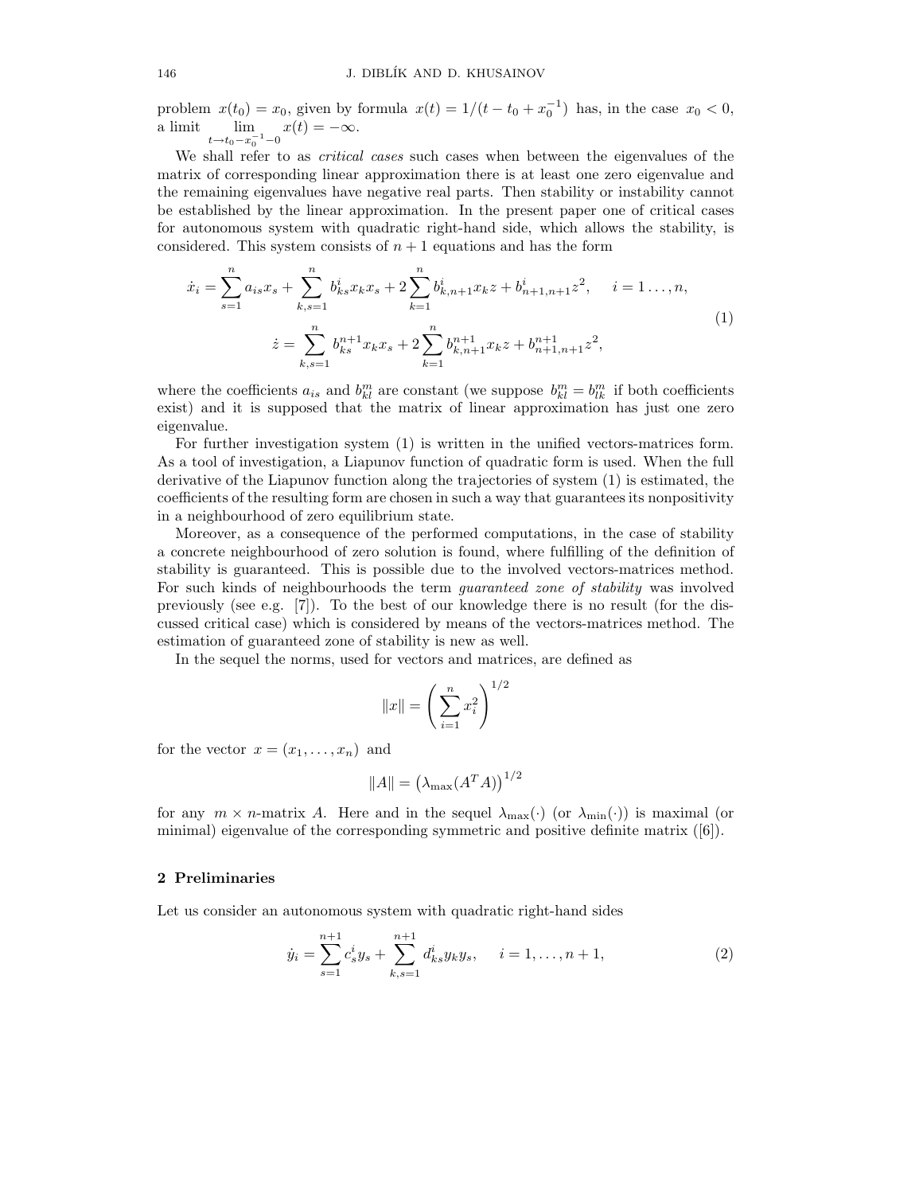problem $x(t_0) = x_0$, given by formula $x(t) = 1/(t - t_0 + x_0^{-1})$ has, in the case $x_0 < 0$, a limit $\lim\limits_{t \to t_0 - x_0^{-1} - 0} x(t) = -\infty$.

We shall refer to as *critical cases* such cases when between the eigenvalues of the matrix of corresponding linear approximation there is at least one zero eigenvalue and the remaining eigenvalues have negative real parts. Then stability or instability cannot be established by the linear approximation. In the present paper one of critical cases for autonomous system with quadratic right-hand side, which allows the stability, is considered. This system consists of $n+1$ equations and has the form

$$
\begin{gathered}
\dot{x}_i = \sum_{s=1}^{n} a_{is} x_s + \sum_{k,s=1}^{n} b_{ks}^{i} x_k x_s + 2 \sum_{k=1}^{n} b_{k,n+1}^{i} x_k z + b_{n+1,n+1}^{i} z^2, \qquad i = 1 \ldots, n, \\
\dot{z} = \sum_{k,s=1}^{n} b_{ks}^{n+1} x_k x_s + 2 \sum_{k=1}^{n} b_{k,n+1}^{n+1} x_k z + b_{n+1,n+1}^{n+1} z^2,
\end{gathered}
\tag{1}
$$

where the coefficients $a_{is}$ and $b_{kl}^{m}$ are constant (we suppose $b_{kl}^{m} = b_{lk}^{m}$ if both coefficients exist) and it is supposed that the matrix of linear approximation has just one zero eigenvalue.

For further investigation system (1) is written in the unified vectors-matrices form. As a tool of investigation, a Liapunov function of quadratic form is used. When the full derivative of the Liapunov function along the trajectories of system (1) is estimated, the coefficients of the resulting form are chosen in such a way that guarantees its nonpositivity in a neighbourhood of zero equilibrium state.

Moreover, as a consequence of the performed computations, in the case of stability a concrete neighbourhood of zero solution is found, where fulfilling of the definition of stability is guaranteed. This is possible due to the involved vectors-matrices method. For such kinds of neighbourhoods the term *guaranteed zone of stability* was involved previously (see e.g. [7]). To the best of our knowledge there is no result (for the discussed critical case) which is considered by means of the vectors-matrices method. The estimation of guaranteed zone of stability is new as well.

In the sequel the norms, used for vectors and matrices, are defined as

$$
\|x\| = \left( \sum_{i=1}^{n} x_i^2 \right)^{1/2}
$$

for the vector $x = (x_1, \ldots, x_n)$ and

$$
\|A\| = \left( \lambda_{\max}(A^T A) \right)^{1/2}
$$

for any $m \times n$-matrix $A$. Here and in the sequel $\lambda_{\max}(\cdot)$ (or $\lambda_{\min}(\cdot)$) is maximal (or minimal) eigenvalue of the corresponding symmetric and positive definite matrix ([6]).

## 2 Preliminaries

Let us consider an autonomous system with quadratic right-hand sides

$$
\dot{y}_i = \sum_{s=1}^{n+1} c_s^{i} y_s + \sum_{k,s=1}^{n+1} d_{ks}^{i} y_k y_s, \qquad i = 1, \ldots, n+1,
\tag{2}
$$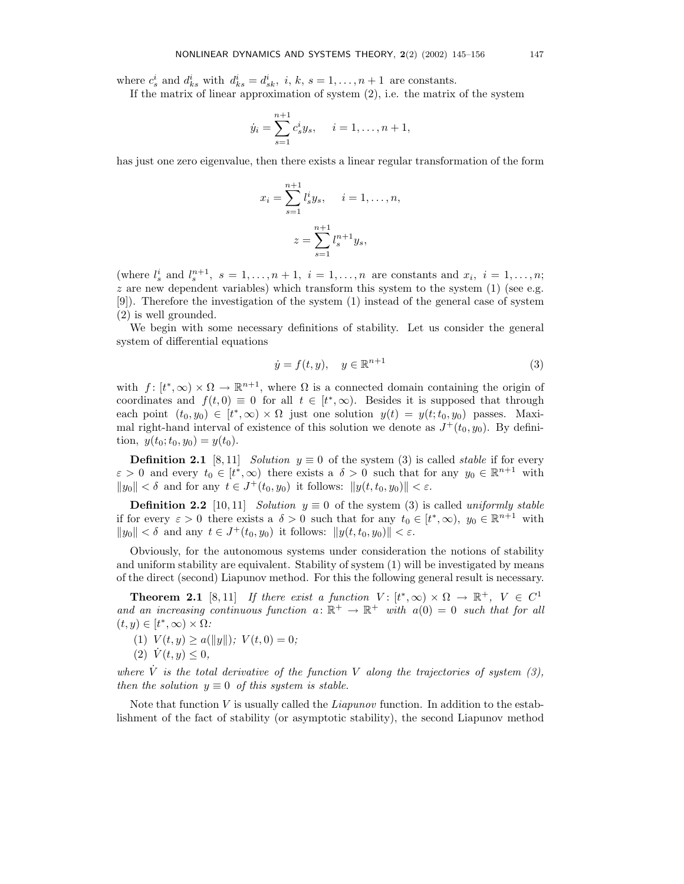where $c_s^i$ and $d_{ks}^i$ with $d_{ks}^i = d_{sk}^i$, $i, k, s = 1, \dots, n+1$ are constants.

If the matrix of linear approximation of system (2), i.e. the matrix of the system

$$\dot{y}_i = \sum_{s=1}^{n+1} c_s^i y_s, \quad i = 1, \dots, n+1,$$

has just one zero eigenvalue, then there exists a linear regular transformation of the form

$$x_i = \sum_{s=1}^{n+1} l_s^i y_s, \quad i = 1, \dots, n,$$

$$z = \sum_{s=1}^{n+1} l_s^{n+1} y_s,$$

(where $l_s^i$ and $l_s^{n+1}$, $s = 1, \dots, n+1$, $i = 1, \dots, n$ are constants and $x_i$, $i = 1, \dots, n$; $z$ are new dependent variables) which transform this system to the system (1) (see e.g. [9]). Therefore the investigation of the system (1) instead of the general case of system (2) is well grounded.

We begin with some necessary definitions of stability. Let us consider the general system of differential equations

$$\dot{y} = f(t, y), \quad y \in \mathbb{R}^{n+1} \tag{3}$$

with $f\colon [t^*, \infty) \times \Omega \to \mathbb{R}^{n+1}$, where $\Omega$ is a connected domain containing the origin of coordinates and $f(t, 0) \equiv 0$ for all $t \in [t^*, \infty)$. Besides it is supposed that through each point $(t_0, y_0) \in [t^*, \infty) \times \Omega$ just one solution $y(t) = y(t; t_0, y_0)$ passes. Maximal right-hand interval of existence of this solution we denote as $J^+(t_0, y_0)$. By definition, $y(t_0; t_0, y_0) = y(t_0)$.

**Definition 2.1** [8, 11] *Solution $y \equiv 0$ of the system (3) is called stable if for every $\varepsilon > 0$ and every $t_0 \in [t^*, \infty)$ there exists a $\delta > 0$ such that for any $y_0 \in \mathbb{R}^{n+1}$ with $\|y_0\| < \delta$ and for any $t \in J^+(t_0, y_0)$ it follows: $\|y(t, t_0, y_0)\| < \varepsilon$.*

**Definition 2.2** [10, 11] *Solution $y \equiv 0$ of the system (3) is called uniformly stable if for every $\varepsilon > 0$ there exists a $\delta > 0$ such that for any $t_0 \in [t^*, \infty)$, $y_0 \in \mathbb{R}^{n+1}$ with $\|y_0\| < \delta$ and any $t \in J^+(t_0, y_0)$ it follows: $\|y(t, t_0, y_0)\| < \varepsilon$.*

Obviously, for the autonomous systems under consideration the notions of stability and uniform stability are equivalent. Stability of system (1) will be investigated by means of the direct (second) Liapunov method. For this the following general result is necessary.

**Theorem 2.1** [8, 11] *If there exist a function $V\colon [t^*, \infty) \times \Omega \to \mathbb{R}^+$, $V \in C^1$ and an increasing continuous function $a\colon \mathbb{R}^+ \to \mathbb{R}^+$ with $a(0) = 0$ such that for all $(t, y) \in [t^*, \infty) \times \Omega$:*

*(1) $V(t, y) \geq a(\|y\|)$; $V(t, 0) = 0$;*

*(2) $\dot{V}(t, y) \leq 0$,*

*where $\dot{V}$ is the total derivative of the function $V$ along the trajectories of system (3), then the solution $y \equiv 0$ of this system is stable.*

Note that function $V$ is usually called the *Liapunov* function. In addition to the establishment of the fact of stability (or asymptotic stability), the second Liapunov method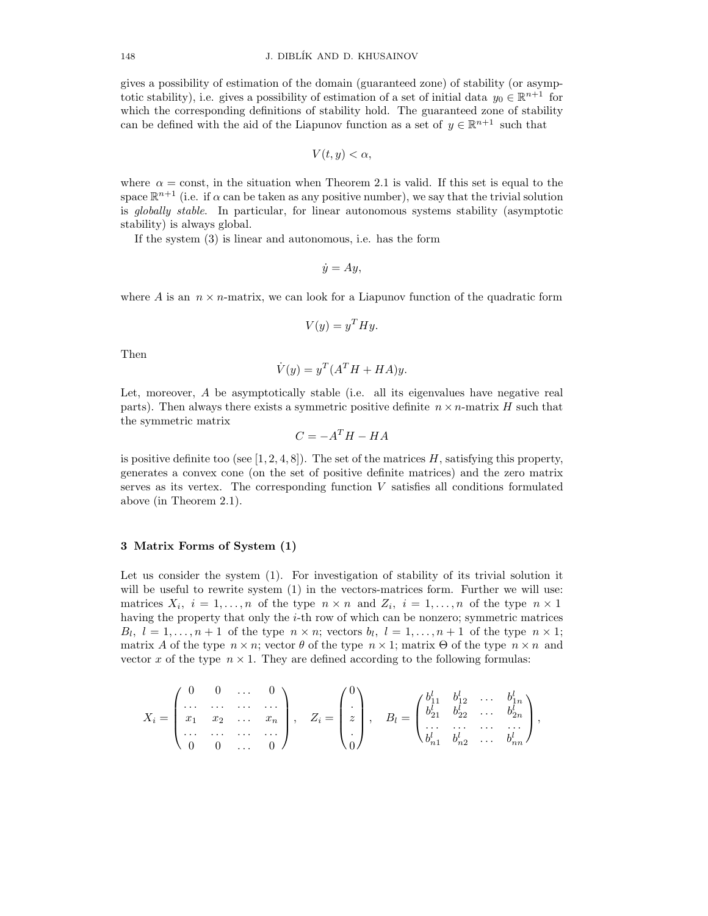gives a possibility of estimation of the domain (guaranteed zone) of stability (or asymptotic stability), i.e. gives a possibility of estimation of a set of initial data $y_0 \in \mathbb{R}^{n+1}$ for which the corresponding definitions of stability hold. The guaranteed zone of stability can be defined with the aid of the Liapunov function as a set of $y \in \mathbb{R}^{n+1}$ such that

$$V(t, y) < \alpha,$$

where $\alpha = \text{const}$, in the situation when Theorem 2.1 is valid. If this set is equal to the space $\mathbb{R}^{n+1}$ (i.e. if $\alpha$ can be taken as any positive number), we say that the trivial solution is *globally stable*. In particular, for linear autonomous systems stability (asymptotic stability) is always global.

If the system (3) is linear and autonomous, i.e. has the form

$$\dot{y} = Ay,$$

where $A$ is an $n \times n$-matrix, we can look for a Liapunov function of the quadratic form

$$V(y) = y^T H y.$$

Then

$$\dot{V}(y) = y^T (A^T H + HA) y.$$

Let, moreover, $A$ be asymptotically stable (i.e. all its eigenvalues have negative real parts). Then always there exists a symmetric positive definite $n \times n$-matrix $H$ such that the symmetric matrix

$$C = -A^T H - HA$$

is positive definite too (see [1, 2, 4, 8]). The set of the matrices $H$, satisfying this property, generates a convex cone (on the set of positive definite matrices) and the zero matrix serves as its vertex. The corresponding function $V$ satisfies all conditions formulated above (in Theorem 2.1).

## 3 Matrix Forms of System (1)

Let us consider the system (1). For investigation of stability of its trivial solution it will be useful to rewrite system (1) in the vectors-matrices form. Further we will use: matrices $X_i$, $i = 1, \dots, n$ of the type $n \times n$ and $Z_i$, $i = 1, \dots, n$ of the type $n \times 1$ having the property that only the $i$-th row of which can be nonzero; symmetric matrices $B_l$, $l = 1, \dots, n+1$ of the type $n \times n$; vectors $b_l$, $l = 1, \dots, n+1$ of the type $n \times 1$; matrix $A$ of the type $n \times n$; vector $\theta$ of the type $n \times 1$; matrix $\Theta$ of the type $n \times n$ and vector $x$ of the type $n \times 1$. They are defined according to the following formulas:

$$X_i = \begin{pmatrix} 0 & 0 & \dots & 0 \\ \dots & \dots & \dots & \dots \\ x_1 & x_2 & \dots & x_n \\ \dots & \dots & \dots & \dots \\ 0 & 0 & \dots & 0 \end{pmatrix}, \quad Z_i = \begin{pmatrix} 0 \\ . \\ z \\ . \\ 0 \end{pmatrix}, \quad B_l = \begin{pmatrix} b_{11}^l & b_{12}^l & \dots & b_{1n}^l \\ b_{21}^l & b_{22}^l & \dots & b_{2n}^l \\ \dots & \dots & \dots & \dots \\ b_{n1}^l & b_{n2}^l & \dots & b_{nn}^l \end{pmatrix},$$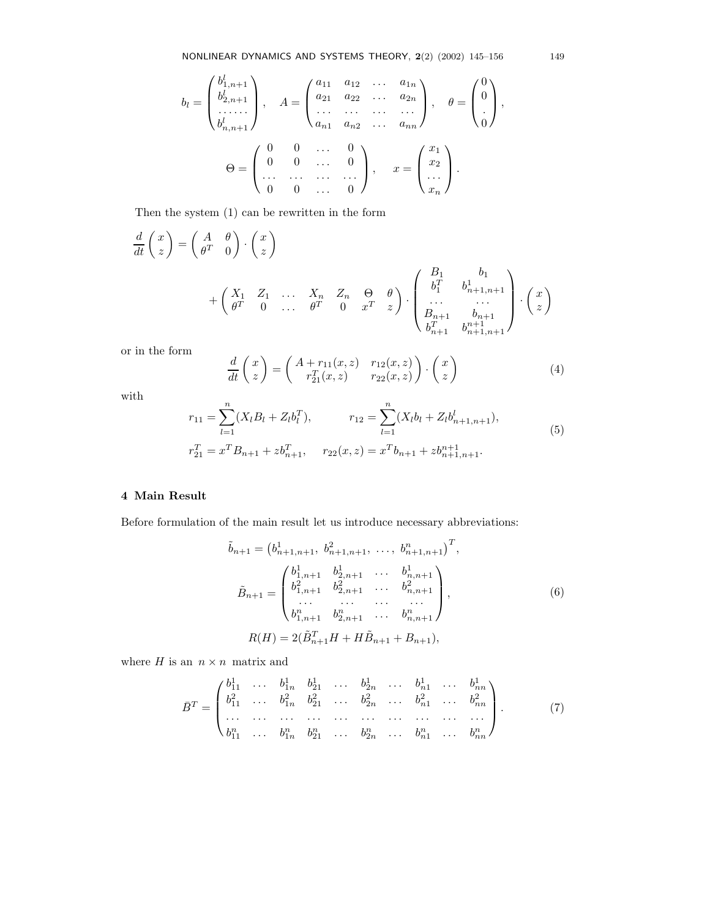$$
b_l = \begin{pmatrix} b^l_{1,n+1} \\ b^l_{2,n+1} \\ \dots\dots \\ b^l_{n,n+1} \end{pmatrix}, \quad A = \begin{pmatrix} a_{11} & a_{12} & \dots & a_{1n} \\ a_{21} & a_{22} & \dots & a_{2n} \\ \dots & \dots & \dots & \dots \\ a_{n1} & a_{n2} & \dots & a_{nn} \end{pmatrix}, \quad \theta = \begin{pmatrix} 0 \\ 0 \\ . \\ 0 \end{pmatrix},
$$

$$
\Theta = \begin{pmatrix} 0 & 0 & \dots & 0 \\ 0 & 0 & \dots & 0 \\ \dots & \dots & \dots & \dots \\ 0 & 0 & \dots & 0 \end{pmatrix}, \quad x = \begin{pmatrix} x_1 \\ x_2 \\ \dots \\ x_n \end{pmatrix}.
$$

Then the system (1) can be rewritten in the form

$$
\frac{d}{dt}\begin{pmatrix} x \\ z \end{pmatrix} = \begin{pmatrix} A & \theta \\ \theta^T & 0 \end{pmatrix} \cdot \begin{pmatrix} x \\ z \end{pmatrix}
$$

$$
+ \begin{pmatrix} X_1 & Z_1 & \dots & X_n & Z_n & \Theta & \theta \\ \theta^T & 0 & \dots & \theta^T & 0 & x^T & z \end{pmatrix} \cdot \begin{pmatrix} B_1 & b_1 \\ b_1^T & b^1_{n+1,n+1} \\ \dots & \dots \\ B_{n+1} & b_{n+1} \\ b^T_{n+1} & b^{n+1}_{n+1,n+1} \end{pmatrix} \cdot \begin{pmatrix} x \\ z \end{pmatrix}
$$

or in the form

$$
\frac{d}{dt}\begin{pmatrix} x \\ z \end{pmatrix} = \begin{pmatrix} A + r_{11}(x,z) & r_{12}(x,z) \\ r^T_{21}(x,z) & r_{22}(x,z) \end{pmatrix} \cdot \begin{pmatrix} x \\ z \end{pmatrix} \tag{4}
$$

with

$$
\begin{aligned}
r_{11} &= \sum_{l=1}^{n} (X_l B_l + Z_l b_l^T), \qquad & r_{12} &= \sum_{l=1}^{n} (X_l b_l + Z_l b^l_{n+1,n+1}), \\
r^T_{21} &= x^T B_{n+1} + z b^T_{n+1}, \qquad & r_{22}(x,z) &= x^T b_{n+1} + z b^{n+1}_{n+1,n+1}.
\end{aligned} \tag{5}
$$

## 4 Main Result

Before formulation of the main result let us introduce necessary abbreviations:

$$
\begin{gathered}
\tilde{b}_{n+1} = \left(b^1_{n+1,n+1},\ b^2_{n+1,n+1},\ \dots,\ b^n_{n+1,n+1}\right)^T, \\
\tilde{B}_{n+1} = \begin{pmatrix} b^1_{1,n+1} & b^1_{2,n+1} & \cdots & b^1_{n,n+1} \\ b^2_{1,n+1} & b^2_{2,n+1} & \cdots & b^2_{n,n+1} \\ \dots & \dots & \dots & \dots \\ b^n_{1,n+1} & b^n_{2,n+1} & \dots & b^n_{n,n+1} \end{pmatrix}, \\
R(H) = 2(\tilde{B}^T_{n+1} H + H \tilde{B}_{n+1} + B_{n+1}),
\end{gathered} \tag{6}
$$

where $H$ is an $n \times n$ matrix and

$$
\bar{B}^T = \begin{pmatrix} b^1_{11} & \dots & b^1_{1n} & b^1_{21} & \dots & b^1_{2n} & \dots & b^1_{n1} & \dots & b^1_{nn} \\ b^2_{11} & \dots & b^2_{1n} & b^2_{21} & \dots & b^2_{2n} & \dots & b^2_{n1} & \dots & b^2_{nn} \\ \dots & \dots & \dots & \dots & \dots & \dots & \dots & \dots & \dots & \dots \\ b^n_{11} & \dots & b^n_{1n} & b^n_{21} & \dots & b^n_{2n} & \dots & b^n_{n1} & \dots & b^n_{nn} \end{pmatrix}. \tag{7}
$$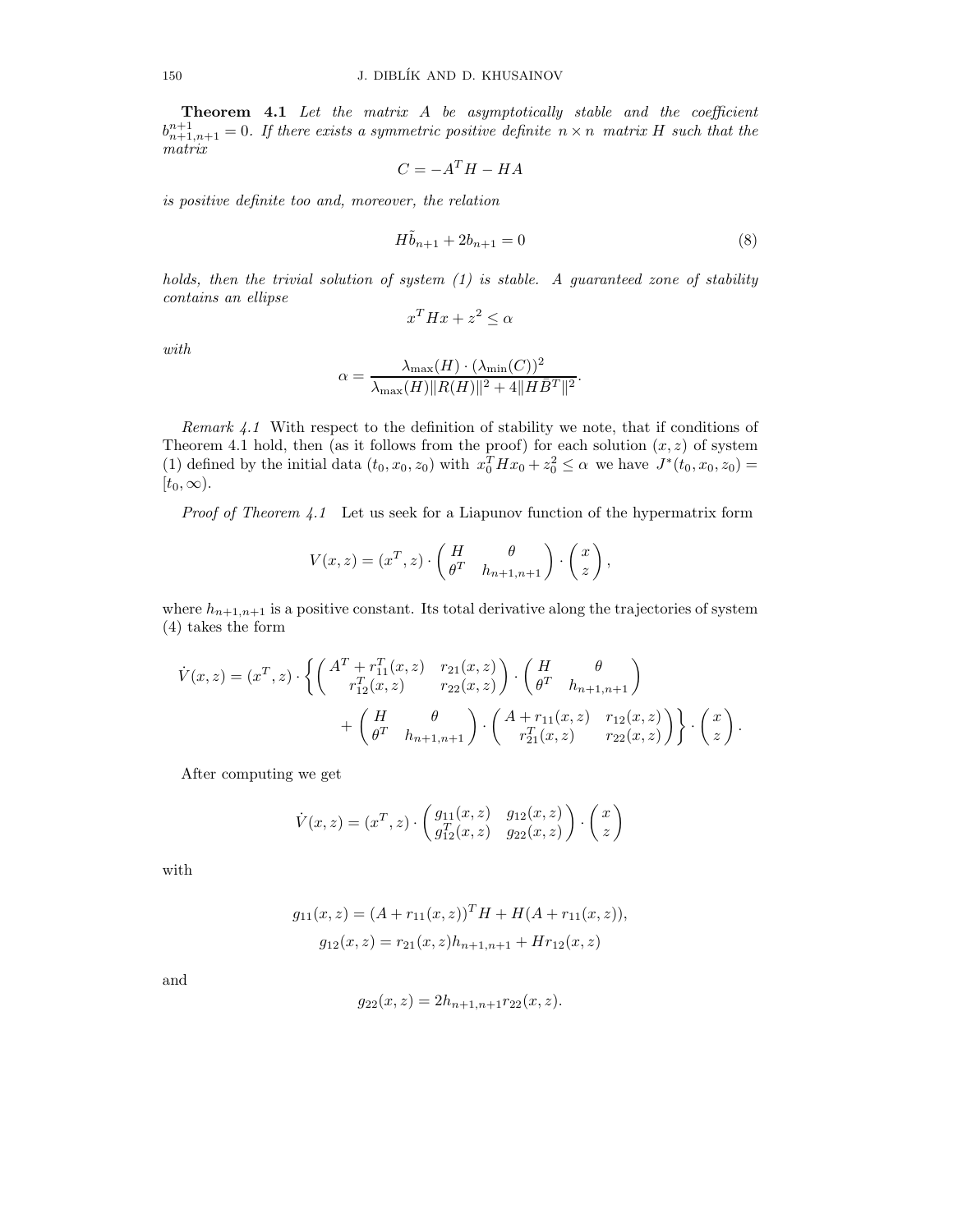**Theorem 4.1** *Let the matrix $A$ be asymptotically stable and the coefficient $b^{n+1}_{n+1,n+1} = 0$. If there exists a symmetric positive definite $n \times n$ matrix $H$ such that the matrix*

$$C = -A^T H - HA$$

*is positive definite too and, moreover, the relation*

$$H\tilde{b}_{n+1} + 2b_{n+1} = 0 \tag{8}$$

*holds, then the trivial solution of system (1) is stable. A guaranteed zone of stability contains an ellipse*

$$x^T H x + z^2 \leq \alpha$$

*with*

$$\alpha = \frac{\lambda_{\max}(H) \cdot (\lambda_{\min}(C))^2}{\lambda_{\max}(H)\|R(H)\|^2 + 4\|H\bar{B}^T\|^2}.$$

*Remark 4.1* With respect to the definition of stability we note, that if conditions of Theorem 4.1 hold, then (as it follows from the proof) for each solution $(x, z)$ of system (1) defined by the initial data $(t_0, x_0, z_0)$ with $x_0^T H x_0 + z_0^2 \leq \alpha$ we have $J^*(t_0, x_0, z_0) = [t_0, \infty)$.

*Proof of Theorem 4.1* Let us seek for a Liapunov function of the hypermatrix form

$$V(x, z) = (x^T, z) \cdot \begin{pmatrix} H & \theta \\ \theta^T & h_{n+1,n+1} \end{pmatrix} \cdot \begin{pmatrix} x \\ z \end{pmatrix},$$

where $h_{n+1,n+1}$ is a positive constant. Its total derivative along the trajectories of system (4) takes the form

$$\dot{V}(x, z) = (x^T, z) \cdot \left\{ \begin{pmatrix} A^T + r_{11}^T(x, z) & r_{21}(x, z) \\ r_{12}^T(x, z) & r_{22}(x, z) \end{pmatrix} \cdot \begin{pmatrix} H & \theta \\ \theta^T & h_{n+1,n+1} \end{pmatrix} \right.$$
$$\left. + \begin{pmatrix} H & \theta \\ \theta^T & h_{n+1,n+1} \end{pmatrix} \cdot \begin{pmatrix} A + r_{11}(x, z) & r_{12}(x, z) \\ r_{21}^T(x, z) & r_{22}(x, z) \end{pmatrix} \right\} \cdot \begin{pmatrix} x \\ z \end{pmatrix}.$$

After computing we get

$$\dot{V}(x, z) = (x^T, z) \cdot \begin{pmatrix} g_{11}(x, z) & g_{12}(x, z) \\ g_{12}^T(x, z) & g_{22}(x, z) \end{pmatrix} \cdot \begin{pmatrix} x \\ z \end{pmatrix}$$

with

$$g_{11}(x, z) = (A + r_{11}(x, z))^T H + H(A + r_{11}(x, z)),$$
$$g_{12}(x, z) = r_{21}(x, z) h_{n+1,n+1} + H r_{12}(x, z)$$

and

$$g_{22}(x, z) = 2h_{n+1,n+1} r_{22}(x, z).$$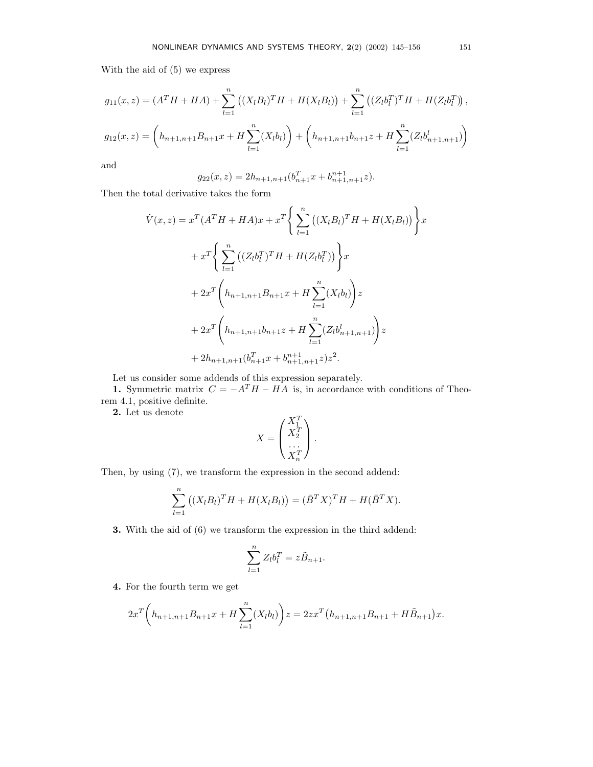With the aid of (5) we express

$$g_{11}(x,z) = (A^T H + HA) + \sum_{l=1}^{n} \left((X_l B_l)^T H + H(X_l B_l)\right) + \sum_{l=1}^{n} \left((Z_l b_l^T)^T H + H(Z_l b_l^T)\right),$$

$$g_{12}(x,z) = \left(h_{n+1,n+1} B_{n+1} x + H \sum_{l=1}^{n} (X_l b_l)\right) + \left(h_{n+1,n+1} b_{n+1} z + H \sum_{l=1}^{n} (Z_l b_{n+1,n+1}^l)\right)$$

and

$$g_{22}(x,z) = 2h_{n+1,n+1}(b_{n+1}^T x + b_{n+1,n+1}^{n+1} z).$$

Then the total derivative takes the form

$$\begin{aligned}
\dot{V}(x,z) &= x^T(A^T H + HA)x + x^T \left\{ \sum_{l=1}^{n} \left((X_l B_l)^T H + H(X_l B_l)\right) \right\} x \\
&+ x^T \left\{ \sum_{l=1}^{n} \left((Z_l b_l^T)^T H + H(Z_l b_l^T)\right) \right\} x \\
&+ 2x^T \left( h_{n+1,n+1} B_{n+1} x + H \sum_{l=1}^{n} (X_l b_l) \right) z \\
&+ 2x^T \left( h_{n+1,n+1} b_{n+1} z + H \sum_{l=1}^{n} (Z_l b_{n+1,n+1}^l) \right) z \\
&+ 2h_{n+1,n+1}(b_{n+1}^T x + b_{n+1,n+1}^{n+1} z) z^2.
\end{aligned}$$

Let us consider some addends of this expression separately.

**1.** Symmetric matrix $C = -A^T H - HA$ is, in accordance with conditions of Theorem 4.1, positive definite.

**2.** Let us denote

$$X = \begin{pmatrix} X_1^T \\ X_2^T \\ \dots \\ X_n^T \end{pmatrix}.$$

Then, by using (7), we transform the expression in the second addend:

$$\sum_{l=1}^{n} \left((X_l B_l)^T H + H(X_l B_l)\right) = (\bar{B}^T X)^T H + H(\bar{B}^T X).$$

**3.** With the aid of (6) we transform the expression in the third addend:

$$\sum_{l=1}^{n} Z_l b_l^T = z\tilde{B}_{n+1}.$$

**4.** For the fourth term we get

$$2x^T \left( h_{n+1,n+1} B_{n+1} x + H \sum_{l=1}^{n} (X_l b_l) \right) z = 2zx^T \left( h_{n+1,n+1} B_{n+1} + H\tilde{B}_{n+1} \right) x.$$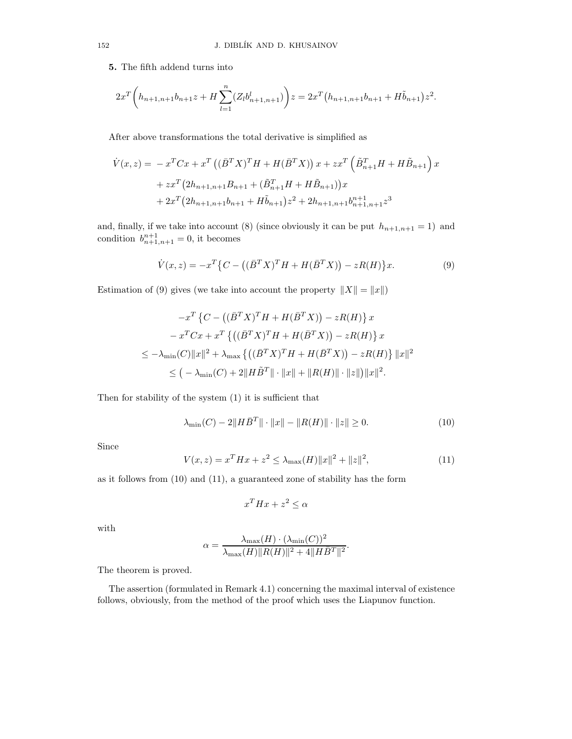**5.** The fifth addend turns into

$$2x^T\left(h_{n+1,n+1}b_{n+1}z + H\sum_{l=1}^{n}(Z_l b^l_{n+1,n+1})\right)z = 2x^T\big(h_{n+1,n+1}b_{n+1} + H\tilde{b}_{n+1}\big)z^2.$$

After above transformations the total derivative is simplified as

$$\begin{aligned}
\dot{V}(x,z) = & -x^T Cx + x^T\left((\bar{B}^T X)^T H + H(\bar{B}^T X)\right)x + zx^T\left(\tilde{B}^T_{n+1}H + H\tilde{B}_{n+1}\right)x \\
& + zx^T\big(2h_{n+1,n+1}B_{n+1} + (\tilde{B}^T_{n+1}H + H\tilde{B}_{n+1})\big)x \\
& + 2x^T\big(2h_{n+1,n+1}b_{n+1} + H\tilde{b}_{n+1}\big)z^2 + 2h_{n+1,n+1}b^{n+1}_{n+1,n+1}z^3
\end{aligned}$$

and, finally, if we take into account (8) (since obviously it can be put $h_{n+1,n+1} = 1$) and condition $b^{n+1}_{n+1,n+1} = 0$, it becomes

$$\dot{V}(x,z) = -x^T\big\{C - \big((\bar{B}^T X)^T H + H(\bar{B}^T X)\big) - zR(H)\big\}x. \tag{9}$$

Estimation of (9) gives (we take into account the property $\|X\| = \|x\|$)

$$\begin{aligned}
& -x^T\left\{C - \big((\bar{B}^T X)^T H + H(\bar{B}^T X)\big) - zR(H)\right\}x \\
& - x^T Cx + x^T\left\{\big((\bar{B}^T X)^T H + H(\bar{B}^T X)\big) - zR(H)\right\}x \\
\leq & -\lambda_{\min}(C)\|x\|^2 + \lambda_{\max}\left\{\big((\bar{B}^T X)^T H + H(\bar{B}^T X)\big) - zR(H)\right\}\|x\|^2 \\
\leq & \big(-\lambda_{\min}(C) + 2\|H\tilde{B}^T\|\cdot\|x\| + \|R(H)\|\cdot\|z\|\big)\|x\|^2.
\end{aligned}$$

Then for stability of the system (1) it is sufficient that

$$\lambda_{\min}(C) - 2\|H\bar{B}^T\|\cdot\|x\| - \|R(H)\|\cdot\|z\| \geq 0. \tag{10}$$

Since

$$V(x,z) = x^T Hx + z^2 \leq \lambda_{\max}(H)\|x\|^2 + \|z\|^2, \tag{11}$$

as it follows from (10) and (11), a guaranteed zone of stability has the form

$$x^T Hx + z^2 \leq \alpha$$

with

$$\alpha = \frac{\lambda_{\max}(H)\cdot(\lambda_{\min}(C))^2}{\lambda_{\max}(H)\|R(H)\|^2 + 4\|H\bar{B}^T\|^2}.$$

The theorem is proved.

The assertion (formulated in Remark 4.1) concerning the maximal interval of existence follows, obviously, from the method of the proof which uses the Liapunov function.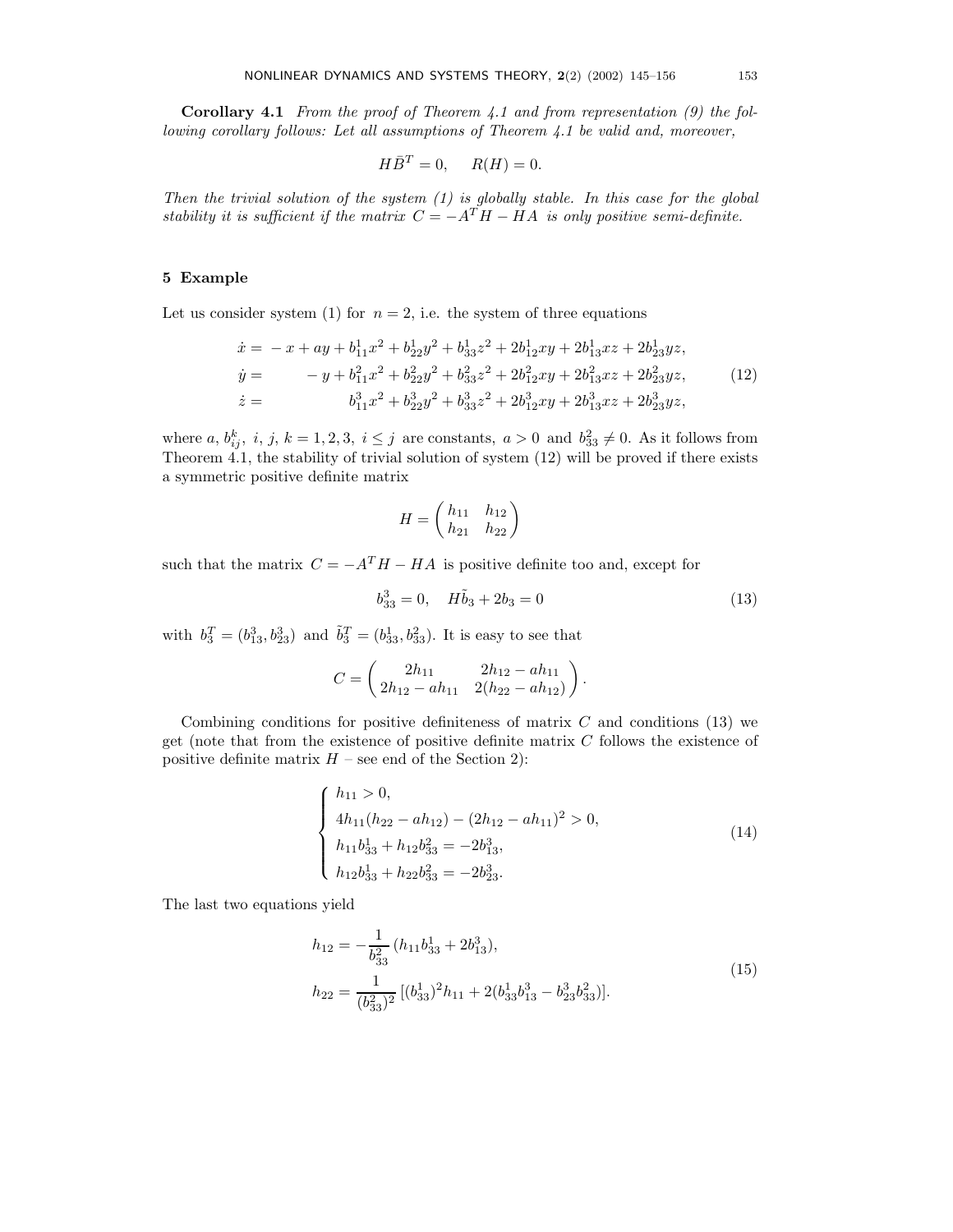**Corollary 4.1** *From the proof of Theorem 4.1 and from representation (9) the following corollary follows: Let all assumptions of Theorem 4.1 be valid and, moreover,*

$$H\bar{B}^T = 0, \quad R(H) = 0.$$

*Then the trivial solution of the system (1) is globally stable. In this case for the global stability it is sufficient if the matrix $C = -A^T H - HA$ is only positive semi-definite.*

## 5 Example

Let us consider system (1) for $n = 2$, i.e. the system of three equations

$$\begin{aligned}
\dot{x} &= -x + ay + b_{11}^1 x^2 + b_{22}^1 y^2 + b_{33}^1 z^2 + 2b_{12}^1 xy + 2b_{13}^1 xz + 2b_{23}^1 yz, \\
\dot{y} &= \qquad\; -y + b_{11}^2 x^2 + b_{22}^2 y^2 + b_{33}^2 z^2 + 2b_{12}^2 xy + 2b_{13}^2 xz + 2b_{23}^2 yz, \\
\dot{z} &= \qquad\qquad\quad\;\; b_{11}^3 x^2 + b_{22}^3 y^2 + b_{33}^3 z^2 + 2b_{12}^3 xy + 2b_{13}^3 xz + 2b_{23}^3 yz,
\end{aligned} \tag{12}$$

where $a, b_{ij}^k, \; i, j, k = 1, 2, 3, \; i \le j$ are constants, $a > 0$ and $b_{33}^2 \neq 0$. As it follows from Theorem 4.1, the stability of trivial solution of system (12) will be proved if there exists a symmetric positive definite matrix

$$H = \begin{pmatrix} h_{11} & h_{12} \\ h_{21} & h_{22} \end{pmatrix}$$

such that the matrix $C = -A^T H - HA$ is positive definite too and, except for

$$b_{33}^3 = 0, \quad H\tilde{b}_3 + 2b_3 = 0 \tag{13}$$

with $b_3^T = (b_{13}^3, b_{23}^3)$ and $\tilde{b}_3^T = (b_{33}^1, b_{33}^2)$. It is easy to see that

$$C = \begin{pmatrix} 2h_{11} & 2h_{12} - ah_{11} \\ 2h_{12} - ah_{11} & 2(h_{22} - ah_{12}) \end{pmatrix}.$$

Combining conditions for positive definiteness of matrix $C$ and conditions (13) we get (note that from the existence of positive definite matrix $C$ follows the existence of positive definite matrix $H$ – see end of the Section 2):

$$\begin{cases}
h_{11} > 0, \\
4h_{11}(h_{22} - ah_{12}) - (2h_{12} - ah_{11})^2 > 0, \\
h_{11} b_{33}^1 + h_{12} b_{33}^2 = -2b_{13}^3, \\
h_{12} b_{33}^1 + h_{22} b_{33}^2 = -2b_{23}^3.
\end{cases} \tag{14}$$

The last two equations yield

$$\begin{aligned}
h_{12} &= -\frac{1}{b_{33}^2}\,(h_{11} b_{33}^1 + 2b_{13}^3), \\
h_{22} &= \frac{1}{(b_{33}^2)^2}\,[(b_{33}^1)^2 h_{11} + 2(b_{33}^1 b_{13}^3 - b_{23}^3 b_{33}^2)].
\end{aligned} \tag{15}$$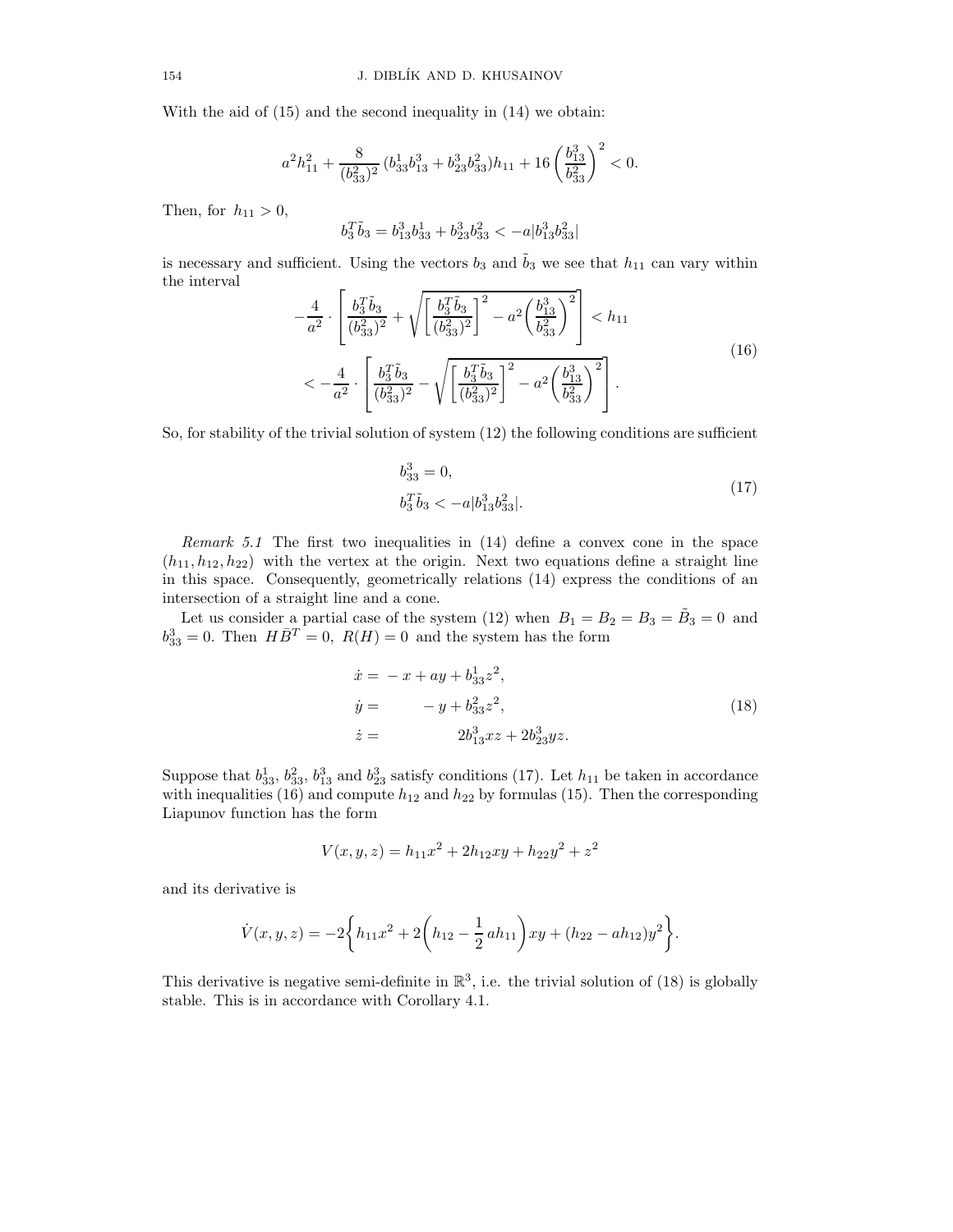With the aid of (15) and the second inequality in (14) we obtain:

$$a^2 h_{11}^2 + \frac{8}{(b_{33}^2)^2}\,(b_{33}^1 b_{13}^3 + b_{23}^3 b_{33}^2) h_{11} + 16\left(\frac{b_{13}^3}{b_{33}^2}\right)^2 < 0.$$

Then, for $h_{11} > 0$,

$$b_3^T \tilde{b}_3 = b_{13}^3 b_{33}^1 + b_{23}^3 b_{33}^2 < -a|b_{13}^3 b_{33}^2|$$

is necessary and sufficient. Using the vectors $b_3$ and $\tilde{b}_3$ we see that $h_{11}$ can vary within the interval

$$\begin{aligned}
&-\frac{4}{a^2}\cdot\left[\frac{b_3^T\tilde{b}_3}{(b_{33}^2)^2} + \sqrt{\left[\frac{b_3^T\tilde{b}_3}{(b_{33}^2)^2}\right]^2 - a^2\left(\frac{b_{13}^3}{b_{33}^2}\right)^2}\,\right] < h_{11} \\
&\quad < -\frac{4}{a^2}\cdot\left[\frac{b_3^T\tilde{b}_3}{(b_{33}^2)^2} - \sqrt{\left[\frac{b_3^T\tilde{b}_3}{(b_{33}^2)^2}\right]^2 - a^2\left(\frac{b_{13}^3}{b_{33}^2}\right)^2}\,\right].
\end{aligned} \tag{16}$$

So, for stability of the trivial solution of system (12) the following conditions are sufficient

$$\begin{aligned}
&b_{33}^3 = 0, \\
&b_3^T\tilde{b}_3 < -a|b_{13}^3 b_{33}^2|.
\end{aligned} \tag{17}$$

*Remark 5.1* The first two inequalities in (14) define a convex cone in the space $(h_{11}, h_{12}, h_{22})$ with the vertex at the origin. Next two equations define a straight line in this space. Consequently, geometrically relations (14) express the conditions of an intersection of a straight line and a cone.

Let us consider a partial case of the system (12) when $B_1 = B_2 = B_3 = \tilde{B}_3 = 0$ and $b_{33}^3 = 0$. Then $H\bar{B}^T = 0$, $R(H) = 0$ and the system has the form

$$\begin{aligned}
\dot{x} &= -x + ay + b_{33}^1 z^2, \\
\dot{y} &= \quad\; -y + b_{33}^2 z^2, \\
\dot{z} &= \quad\; 2b_{13}^3 xz + 2b_{23}^3 yz.
\end{aligned} \tag{18}$$

Suppose that $b_{33}^1$, $b_{33}^2$, $b_{13}^3$ and $b_{23}^3$ satisfy conditions (17). Let $h_{11}$ be taken in accordance with inequalities (16) and compute $h_{12}$ and $h_{22}$ by formulas (15). Then the corresponding Liapunov function has the form

$$V(x,y,z) = h_{11}x^2 + 2h_{12}xy + h_{22}y^2 + z^2$$

and its derivative is

$$\dot{V}(x,y,z) = -2\left\{h_{11}x^2 + 2\left(h_{12} - \frac{1}{2}\,a h_{11}\right)xy + (h_{22} - a h_{12})y^2\right\}.$$

This derivative is negative semi-definite in $\mathbb{R}^3$, i.e. the trivial solution of (18) is globally stable. This is in accordance with Corollary 4.1.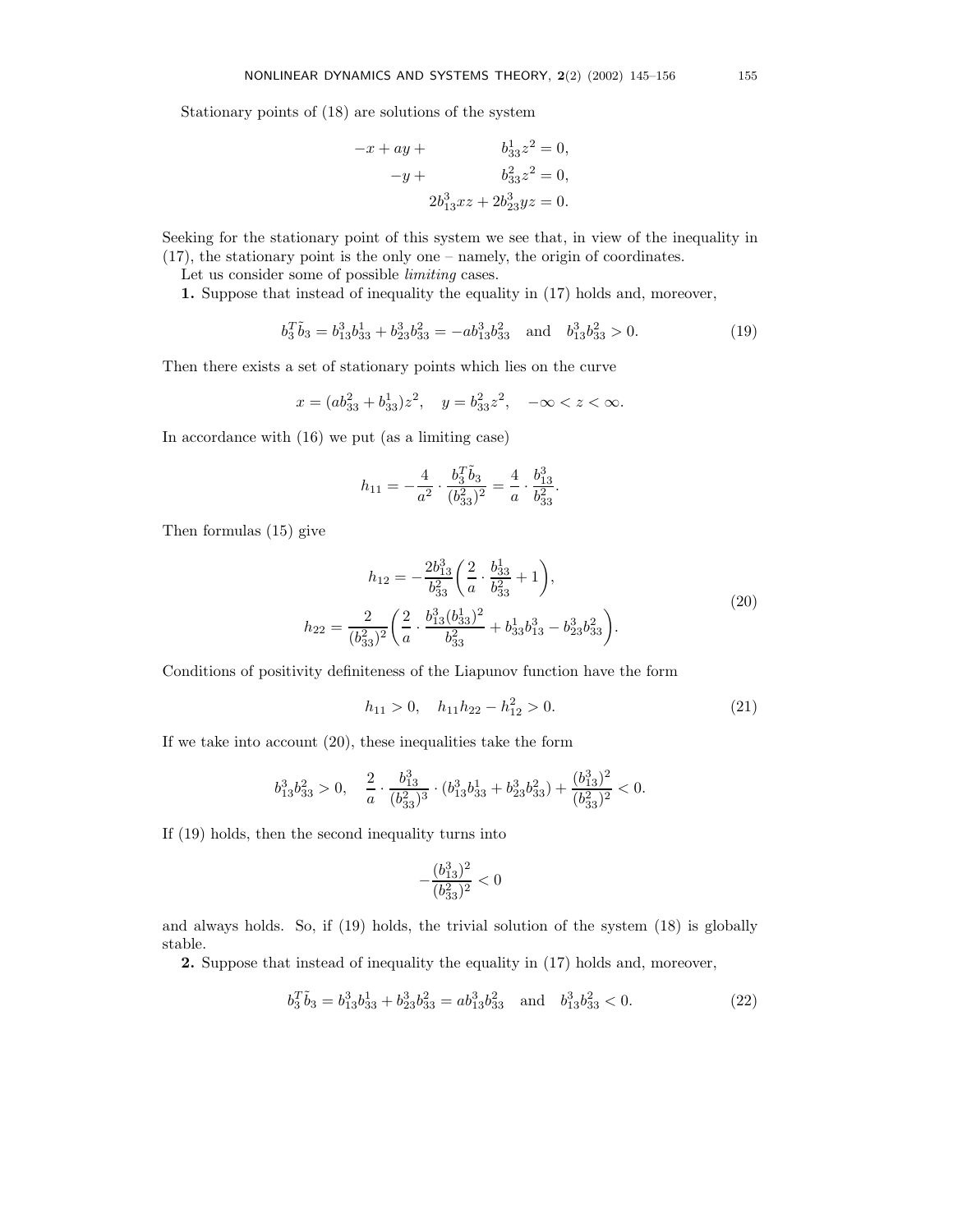Stationary points of (18) are solutions of the system

$$
\begin{aligned}
-x + ay + \qquad\qquad b_{33}^1 z^2 &= 0,\\
-y + \qquad\qquad b_{33}^2 z^2 &= 0,\\
2b_{13}^3 xz + 2b_{23}^3 yz &= 0.
\end{aligned}
$$

Seeking for the stationary point of this system we see that, in view of the inequality in (17), the stationary point is the only one – namely, the origin of coordinates.

Let us consider some of possible *limiting* cases.

**1.** Suppose that instead of inequality the equality in (17) holds and, moreover,

$$
b_3^T \tilde{b}_3 = b_{13}^3 b_{33}^1 + b_{23}^3 b_{33}^2 = -a b_{13}^3 b_{33}^2 \quad \text{and} \quad b_{13}^3 b_{33}^2 > 0. \tag{19}
$$

Then there exists a set of stationary points which lies on the curve

$$
x = (a b_{33}^2 + b_{33}^1) z^2, \quad y = b_{33}^2 z^2, \quad -\infty < z < \infty.
$$

In accordance with (16) we put (as a limiting case)

$$
h_{11} = -\frac{4}{a^2} \cdot \frac{b_3^T \tilde{b}_3}{(b_{33}^2)^2} = \frac{4}{a} \cdot \frac{b_{13}^3}{b_{33}^2}.
$$

Then formulas (15) give

$$
\begin{aligned}
h_{12} &= -\frac{2b_{13}^3}{b_{33}^2}\left(\frac{2}{a} \cdot \frac{b_{33}^1}{b_{33}^2} + 1\right),\\
h_{22} &= \frac{2}{(b_{33}^2)^2}\left(\frac{2}{a} \cdot \frac{b_{13}^3 (b_{33}^1)^2}{b_{33}^2} + b_{33}^1 b_{13}^3 - b_{23}^3 b_{33}^2\right).
\end{aligned} \tag{20}
$$

Conditions of positivity definiteness of the Liapunov function have the form

$$
h_{11} > 0, \quad h_{11} h_{22} - h_{12}^2 > 0. \tag{21}
$$

If we take into account (20), these inequalities take the form

$$
b_{13}^3 b_{33}^2 > 0, \quad \frac{2}{a} \cdot \frac{b_{13}^3}{(b_{33}^2)^3} \cdot (b_{13}^3 b_{33}^1 + b_{23}^3 b_{33}^2) + \frac{(b_{13}^3)^2}{(b_{33}^2)^2} < 0.
$$

If (19) holds, then the second inequality turns into

$$
-\frac{(b_{13}^3)^2}{(b_{33}^2)^2} < 0
$$

and always holds. So, if (19) holds, the trivial solution of the system (18) is globally stable.

**2.** Suppose that instead of inequality the equality in (17) holds and, moreover,

$$
b_3^T \tilde{b}_3 = b_{13}^3 b_{33}^1 + b_{23}^3 b_{33}^2 = a b_{13}^3 b_{33}^2 \quad \text{and} \quad b_{13}^3 b_{33}^2 < 0. \tag{22}
$$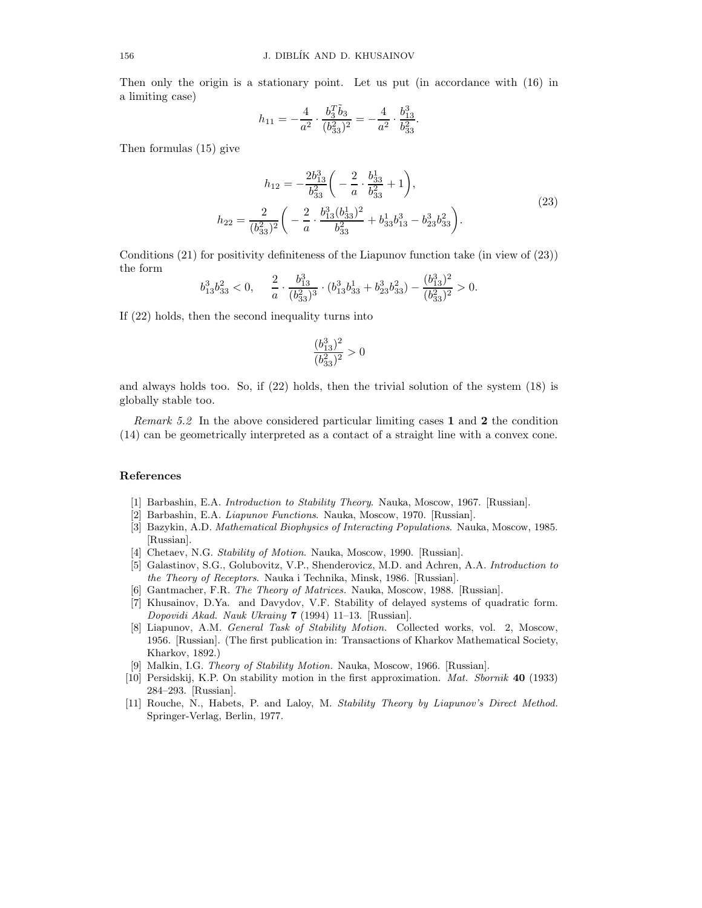Then only the origin is a stationary point. Let us put (in accordance with (16) in a limiting case)

$$h_{11} = -\frac{4}{a^2} \cdot \frac{b_3^T \tilde{b}_3}{(b_{33}^2)^2} = -\frac{4}{a^2} \cdot \frac{b_{13}^3}{b_{33}^2}.$$

Then formulas (15) give

$$\begin{aligned} h_{12} &= -\frac{2b_{13}^3}{b_{33}^2}\left( -\frac{2}{a} \cdot \frac{b_{33}^1}{b_{33}^2} + 1 \right), \\ h_{22} &= \frac{2}{(b_{33}^2)^2}\left( -\frac{2}{a} \cdot \frac{b_{13}^3 (b_{33}^1)^2}{b_{33}^2} + b_{33}^1 b_{13}^3 - b_{23}^3 b_{33}^2 \right). \end{aligned} \tag{23}$$

Conditions (21) for positivity definiteness of the Liapunov function take (in view of (23)) the form

$$b_{13}^3 b_{33}^2 < 0, \qquad \frac{2}{a} \cdot \frac{b_{13}^3}{(b_{33}^2)^3} \cdot (b_{13}^3 b_{33}^1 + b_{23}^3 b_{33}^2) - \frac{(b_{13}^3)^2}{(b_{33}^2)^2} > 0.$$

If (22) holds, then the second inequality turns into

$$\frac{(b_{13}^3)^2}{(b_{33}^2)^2} > 0$$

and always holds too. So, if (22) holds, then the trivial solution of the system (18) is globally stable too.

*Remark 5.2* In the above considered particular limiting cases **1** and **2** the condition (14) can be geometrically interpreted as a contact of a straight line with a convex cone.

## References

[1] Barbashin, E.A. *Introduction to Stability Theory*. Nauka, Moscow, 1967. [Russian].

[2] Barbashin, E.A. *Liapunov Functions*. Nauka, Moscow, 1970. [Russian].

[3] Bazykin, A.D. *Mathematical Biophysics of Interacting Populations*. Nauka, Moscow, 1985. [Russian].

[4] Chetaev, N.G. *Stability of Motion*. Nauka, Moscow, 1990. [Russian].

[5] Galastinov, S.G., Golubovitz, V.P., Shenderovicz, M.D. and Achren, A.A. *Introduction to the Theory of Receptors*. Nauka i Technika, Minsk, 1986. [Russian].

[6] Gantmacher, F.R. *The Theory of Matrices*. Nauka, Moscow, 1988. [Russian].

[7] Khusainov, D.Ya. and Davydov, V.F. Stability of delayed systems of quadratic form. *Dopovidi Akad. Nauk Ukrainy* **7** (1994) 11–13. [Russian].

[8] Liapunov, A.M. *General Task of Stability Motion.* Collected works, vol. 2, Moscow, 1956. [Russian]. (The first publication in: Transactions of Kharkov Mathematical Society, Kharkov, 1892.)

[9] Malkin, I.G. *Theory of Stability Motion.* Nauka, Moscow, 1966. [Russian].

[10] Persidskij, K.P. On stability motion in the first approximation. *Mat. Sbornik* **40** (1933) 284–293. [Russian].

[11] Rouche, N., Habets, P. and Laloy, M. *Stability Theory by Liapunov's Direct Method.* Springer-Verlag, Berlin, 1977.